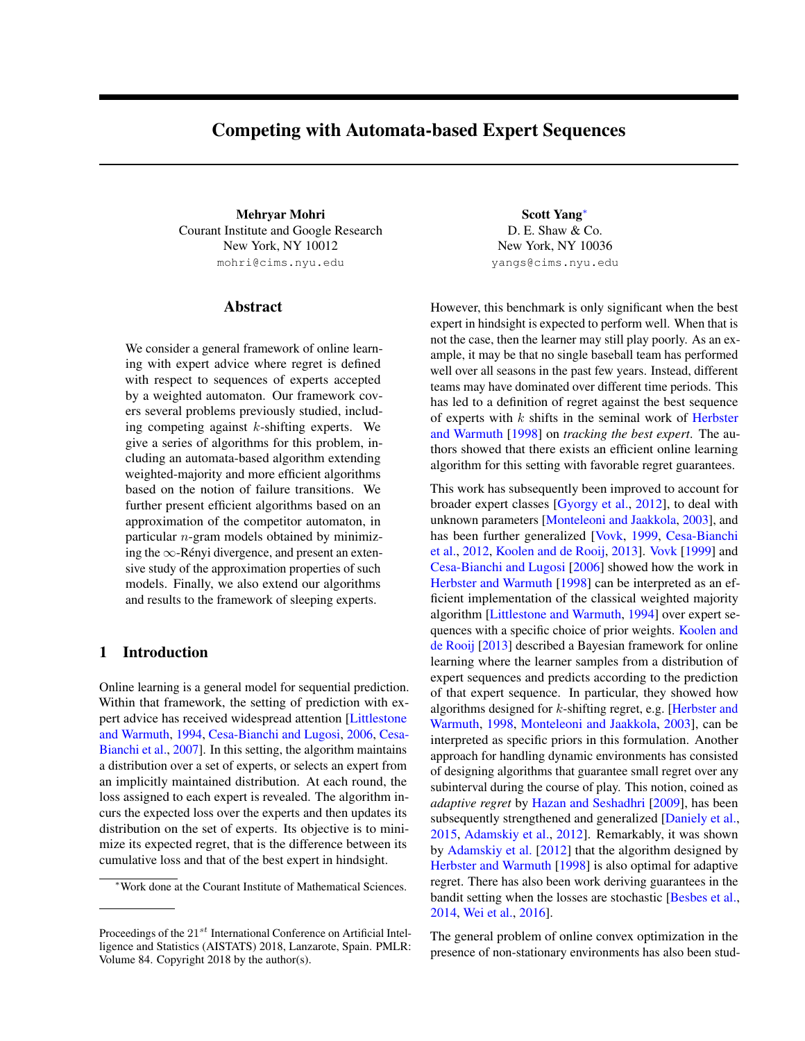# Competing with Automata-based Expert Sequences

**Mehryar Mohri**
Courant Institute and Google Research
New York, NY 10012
mohri@cims.nyu.edu

**Scott Yang***
D. E. Shaw & Co.
New York, NY 10036
yangs@cims.nyu.edu

## Abstract

We consider a general framework of online learning with expert advice where regret is defined with respect to sequences of experts accepted by a weighted automaton. Our framework covers several problems previously studied, including competing against $k$-shifting experts. We give a series of algorithms for this problem, including an automata-based algorithm extending weighted-majority and more efficient algorithms based on the notion of failure transitions. We further present efficient algorithms based on an approximation of the competitor automaton, in particular $n$-gram models obtained by minimizing the $\infty$-Rényi divergence, and present an extensive study of the approximation properties of such models. Finally, we also extend our algorithms and results to the framework of sleeping experts.

## 1 Introduction

Online learning is a general model for sequential prediction. Within that framework, the setting of prediction with expert advice has received widespread attention [Littlestone and Warmuth, 1994, Cesa-Bianchi and Lugosi, 2006, Cesa-Bianchi et al., 2007]. In this setting, the algorithm maintains a distribution over a set of experts, or selects an expert from an implicitly maintained distribution. At each round, the loss assigned to each expert is revealed. The algorithm incurs the expected loss over the experts and then updates its distribution on the set of experts. Its objective is to minimize its expected regret, that is the difference between its cumulative loss and that of the best expert in hindsight.

However, this benchmark is only significant when the best expert in hindsight is expected to perform well. When that is not the case, then the learner may still play poorly. As an example, it may be that no single baseball team has performed well over all seasons in the past few years. Instead, different teams may have dominated over different time periods. This has led to a definition of regret against the best sequence of experts with $k$ shifts in the seminal work of Herbster and Warmuth [1998] on *tracking the best expert*. The authors showed that there exists an efficient online learning algorithm for this setting with favorable regret guarantees.

This work has subsequently been improved to account for broader expert classes [Gyorgy et al., 2012], to deal with unknown parameters [Monteleoni and Jaakkola, 2003], and has been further generalized [Vovk, 1999, Cesa-Bianchi et al., 2012, Koolen and de Rooij, 2013]. Vovk [1999] and Cesa-Bianchi and Lugosi [2006] showed how the work in Herbster and Warmuth [1998] can be interpreted as an efficient implementation of the classical weighted majority algorithm [Littlestone and Warmuth, 1994] over expert sequences with a specific choice of prior weights. Koolen and de Rooij [2013] described a Bayesian framework for online learning where the learner samples from a distribution of expert sequences and predicts according to the prediction of that expert sequence. In particular, they showed how algorithms designed for $k$-shifting regret, e.g. [Herbster and Warmuth, 1998, Monteleoni and Jaakkola, 2003], can be interpreted as specific priors in this formulation. Another approach for handling dynamic environments has consisted of designing algorithms that guarantee small regret over any subinterval during the course of play. This notion, coined as *adaptive regret* by Hazan and Seshadhri [2009], has been subsequently strengthened and generalized [Daniely et al., 2015, Adamskiy et al., 2012]. Remarkably, it was shown by Adamskiy et al. [2012] that the algorithm designed by Herbster and Warmuth [1998] is also optimal for adaptive regret. There has also been work deriving guarantees in the bandit setting when the losses are stochastic [Besbes et al., 2014, Wei et al., 2016].

The general problem of online convex optimization in the presence of non-stationary environments has also been stud-

*Work done at the Courant Institute of Mathematical Sciences.

Proceedings of the 21$^{st}$ International Conference on Artificial Intelligence and Statistics (AISTATS) 2018, Lanzarote, Spain. PMLR: Volume 84. Copyright 2018 by the author(s).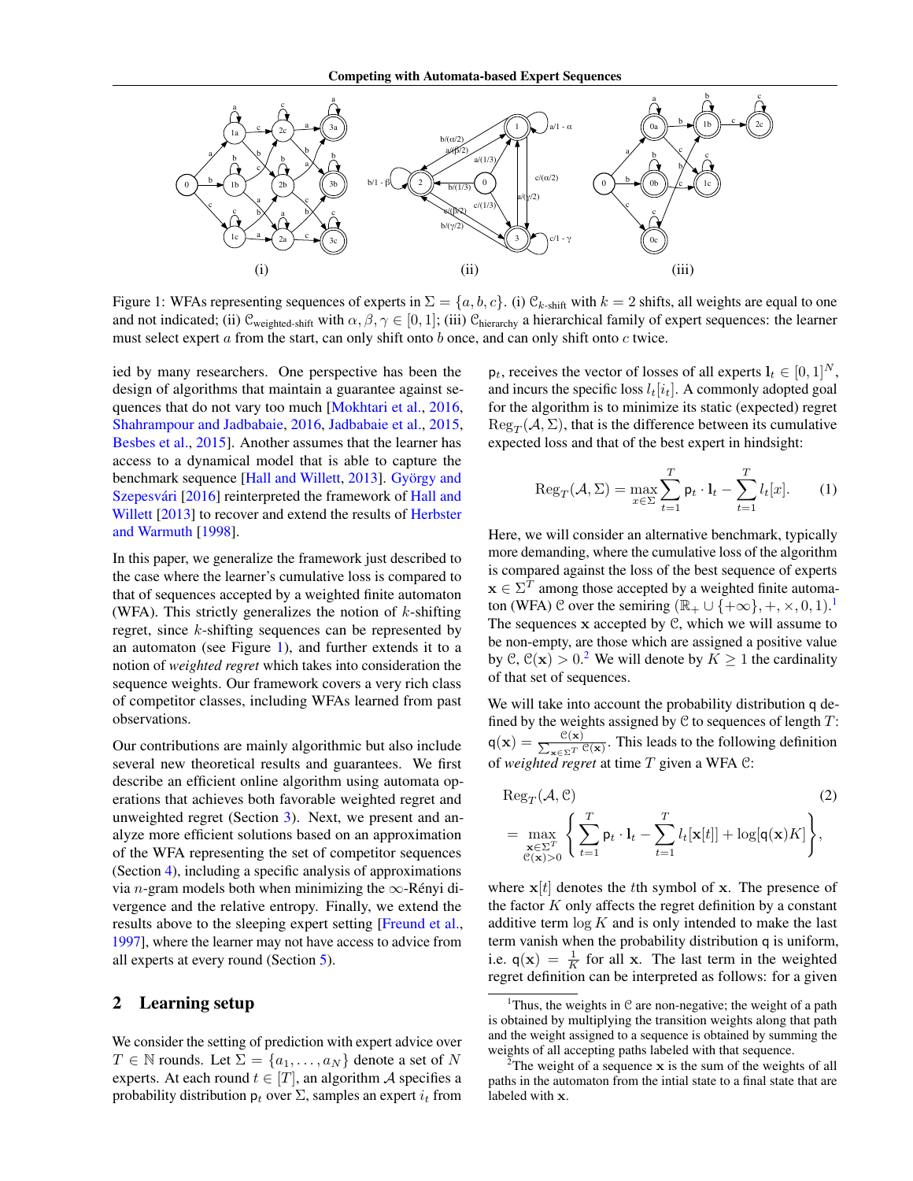Figure 1: WFAs representing sequences of experts in $\Sigma = \{a, b, c\}$. (i) $\mathcal{C}_{k\text{-shift}}$ with $k = 2$ shifts, all weights are equal to one and not indicated; (ii) $\mathcal{C}_{\text{weighted-shift}}$ with $\alpha, \beta, \gamma \in [0, 1]$; (iii) $\mathcal{C}_{\text{hierarchy}}$ a hierarchical family of expert sequences: the learner must select expert $a$ from the start, can only shift onto $b$ once, and can only shift onto $c$ twice.

ied by many researchers. One perspective has been the design of algorithms that maintain a guarantee against sequences that do not vary too much [Mokhtari et al., 2016, Shahrampour and Jadbabaie, 2016, Jadbabaie et al., 2015, Besbes et al., 2015]. Another assumes that the learner has access to a dynamical model that is able to capture the benchmark sequence [Hall and Willett, 2013]. György and Szepesvári [2016] reinterpreted the framework of Hall and Willett [2013] to recover and extend the results of Herbster and Warmuth [1998].

In this paper, we generalize the framework just described to the case where the learner's cumulative loss is compared to that of sequences accepted by a weighted finite automaton (WFA). This strictly generalizes the notion of $k$-shifting regret, since $k$-shifting sequences can be represented by an automaton (see Figure 1), and further extends it to a notion of *weighted regret* which takes into consideration the sequence weights. Our framework covers a very rich class of competitor classes, including WFAs learned from past observations.

Our contributions are mainly algorithmic but also include several new theoretical results and guarantees. We first describe an efficient online algorithm using automata operations that achieves both favorable weighted regret and unweighted regret (Section 3). Next, we present and analyze more efficient solutions based on an approximation of the WFA representing the set of competitor sequences (Section 4), including a specific analysis of approximations via $n$-gram models both when minimizing the $\infty$-Rényi divergence and the relative entropy. Finally, we extend the results above to the sleeping expert setting [Freund et al., 1997], where the learner may not have access to advice from all experts at every round (Section 5).

## 2 Learning setup

We consider the setting of prediction with expert advice over $T \in \mathbb{N}$ rounds. Let $\Sigma = \{a_1, \ldots, a_N\}$ denote a set of $N$ experts. At each round $t \in [T]$, an algorithm $\mathcal{A}$ specifies a probability distribution $\mathsf{p}_t$ over $\Sigma$, samples an expert $i_t$ from $\mathsf{p}_t$, receives the vector of losses of all experts $\mathbf{l}_t \in [0, 1]^N$, and incurs the specific loss $l_t[i_t]$. A commonly adopted goal for the algorithm is to minimize its static (expected) regret $\text{Reg}_T(\mathcal{A}, \Sigma)$, that is the difference between its cumulative expected loss and that of the best expert in hindsight:

$$\text{Reg}_T(\mathcal{A}, \Sigma) = \max_{x \in \Sigma} \sum_{t=1}^{T} \mathsf{p}_t \cdot \mathbf{l}_t - \sum_{t=1}^{T} l_t[x]. \tag{1}$$

Here, we will consider an alternative benchmark, typically more demanding, where the cumulative loss of the algorithm is compared against the loss of the best sequence of experts $\mathbf{x} \in \Sigma^T$ among those accepted by a weighted finite automaton (WFA) $\mathcal{C}$ over the semiring $(\mathbb{R}_+ \cup \{+\infty\}, +, \times, 0, 1)$.[1] The sequences $\mathbf{x}$ accepted by $\mathcal{C}$, which we will assume to be non-empty, are those which are assigned a positive value by $\mathcal{C}$, $\mathcal{C}(\mathbf{x}) > 0$.[2] We will denote by $K \geq 1$ the cardinality of that set of sequences.

We will take into account the probability distribution $\mathsf{q}$ defined by the weights assigned by $\mathcal{C}$ to sequences of length $T$: $\mathsf{q}(\mathbf{x}) = \frac{\mathcal{C}(\mathbf{x})}{\sum_{\mathbf{x} \in \Sigma^T} \mathcal{C}(\mathbf{x})}$. This leads to the following definition of *weighted regret* at time $T$ given a WFA $\mathcal{C}$:

$$\text{Reg}_T(\mathcal{A}, \mathcal{C}) = \max_{\substack{\mathbf{x} \in \Sigma^T \\ \mathcal{C}(\mathbf{x}) > 0}} \left\{ \sum_{t=1}^{T} \mathsf{p}_t \cdot \mathbf{l}_t - \sum_{t=1}^{T} l_t[\mathbf{x}[t]] + \log[\mathsf{q}(\mathbf{x}) K] \right\}, \tag{2}$$

where $\mathbf{x}[t]$ denotes the $t$th symbol of $\mathbf{x}$. The presence of the factor $K$ only affects the regret definition by a constant additive term $\log K$ and is only intended to make the last term vanish when the probability distribution $\mathsf{q}$ is uniform, i.e. $\mathsf{q}(\mathbf{x}) = \frac{1}{K}$ for all $\mathbf{x}$. The last term in the weighted regret definition can be interpreted as follows: for a given

[1] Thus, the weights in $\mathcal{C}$ are non-negative; the weight of a path is obtained by multiplying the transition weights along that path and the weight assigned to a sequence is obtained by summing the weights of all accepting paths labeled with that sequence.

[2] The weight of a sequence $\mathbf{x}$ is the sum of the weights of all paths in the automaton from the intial state to a final state that are labeled with $\mathbf{x}$.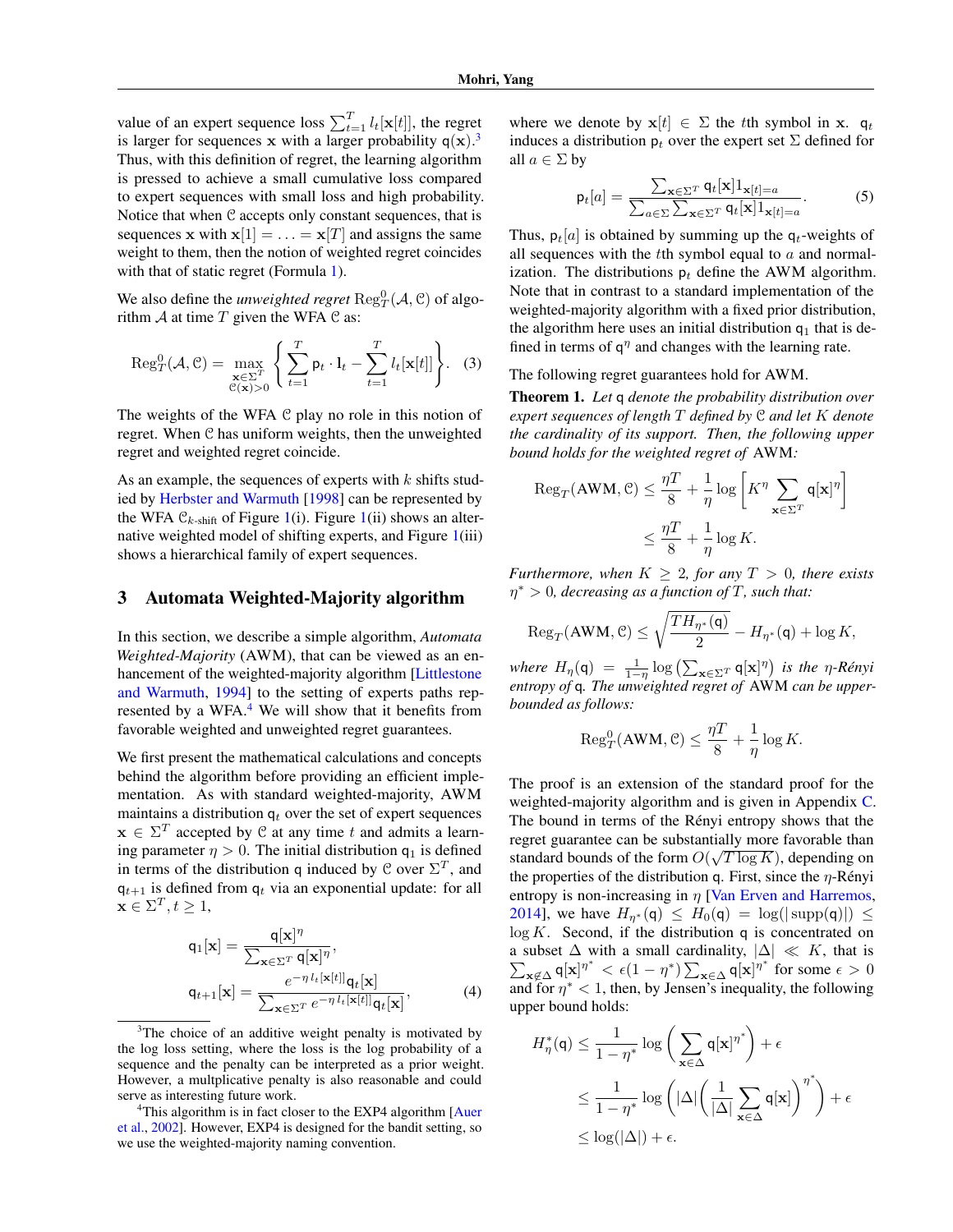value of an expert sequence loss $\sum_{t=1}^{T} l_t[\mathbf{x}[t]]$, the regret is larger for sequences $\mathbf{x}$ with a larger probability $\mathsf{q}(\mathbf{x})$.[3] Thus, with this definition of regret, the learning algorithm is pressed to achieve a small cumulative loss compared to expert sequences with small loss and high probability. Notice that when $\mathcal{C}$ accepts only constant sequences, that is sequences $\mathbf{x}$ with $\mathbf{x}[1] = \ldots = \mathbf{x}[T]$ and assigns the same weight to them, then the notion of weighted regret coincides with that of static regret (Formula 1).

We also define the *unweighted regret* $\mathrm{Reg}^0_T(\mathcal{A}, \mathcal{C})$ of algorithm $\mathcal{A}$ at time $T$ given the WFA $\mathcal{C}$ as:

$$\mathrm{Reg}^0_T(\mathcal{A}, \mathcal{C}) = \max_{\substack{\mathbf{x} \in \Sigma^T \\ \mathcal{C}(\mathbf{x}) > 0}} \left\{ \sum_{t=1}^{T} \mathsf{p}_t \cdot \mathbf{l}_t - \sum_{t=1}^{T} l_t[\mathbf{x}[t]] \right\}. \quad (3)$$

The weights of the WFA $\mathcal{C}$ play no role in this notion of regret. When $\mathcal{C}$ has uniform weights, then the unweighted regret and weighted regret coincide.

As an example, the sequences of experts with $k$ shifts studied by Herbster and Warmuth [1998] can be represented by the WFA $\mathcal{C}_{k\text{-shift}}$ of Figure 1(i). Figure 1(ii) shows an alternative weighted model of shifting experts, and Figure 1(iii) shows a hierarchical family of expert sequences.

## 3 Automata Weighted-Majority algorithm

In this section, we describe a simple algorithm, *Automata Weighted-Majority* (AWM), that can be viewed as an enhancement of the weighted-majority algorithm [Littlestone and Warmuth, 1994] to the setting of experts paths represented by a WFA.[4] We will show that it benefits from favorable weighted and unweighted regret guarantees.

We first present the mathematical calculations and concepts behind the algorithm before providing an efficient implementation. As with standard weighted-majority, AWM maintains a distribution $\mathsf{q}_t$ over the set of expert sequences $\mathbf{x} \in \Sigma^T$ accepted by $\mathcal{C}$ at any time $t$ and admits a learning parameter $\eta > 0$. The initial distribution $\mathsf{q}_1$ is defined in terms of the distribution $\mathsf{q}$ induced by $\mathcal{C}$ over $\Sigma^T$, and $\mathsf{q}_{t+1}$ is defined from $\mathsf{q}_t$ via an exponential update: for all $\mathbf{x} \in \Sigma^T, t \geq 1$,

$$\mathsf{q}_1[\mathbf{x}] = \frac{\mathsf{q}[\mathbf{x}]^\eta}{\sum_{\mathbf{x} \in \Sigma^T} \mathsf{q}[\mathbf{x}]^\eta},$$
$$\mathsf{q}_{t+1}[\mathbf{x}] = \frac{e^{-\eta\, l_t[\mathbf{x}[t]]} \mathsf{q}_t[\mathbf{x}]}{\sum_{\mathbf{x} \in \Sigma^T} e^{-\eta\, l_t[\mathbf{x}[t]]} \mathsf{q}_t[\mathbf{x}]}, \quad (4)$$

where we denote by $\mathbf{x}[t] \in \Sigma$ the $t$th symbol in $\mathbf{x}$. $\mathsf{q}_t$ induces a distribution $\mathsf{p}_t$ over the expert set $\Sigma$ defined for all $a \in \Sigma$ by

$$\mathsf{p}_t[a] = \frac{\sum_{\mathbf{x} \in \Sigma^T} \mathsf{q}_t[\mathbf{x}] 1_{\mathbf{x}[t]=a}}{\sum_{a \in \Sigma} \sum_{\mathbf{x} \in \Sigma^T} \mathsf{q}_t[\mathbf{x}] 1_{\mathbf{x}[t]=a}}. \quad (5)$$

Thus, $\mathsf{p}_t[a]$ is obtained by summing up the $\mathsf{q}_t$-weights of all sequences with the $t$th symbol equal to $a$ and normalization. The distributions $\mathsf{p}_t$ define the AWM algorithm. Note that in contrast to a standard implementation of the weighted-majority algorithm with a fixed prior distribution, the algorithm here uses an initial distribution $\mathsf{q}_1$ that is defined in terms of $\mathsf{q}^\eta$ and changes with the learning rate.

The following regret guarantees hold for AWM.

**Theorem 1.** *Let $\mathsf{q}$ denote the probability distribution over expert sequences of length $T$ defined by $\mathcal{C}$ and let $K$ denote the cardinality of its support. Then, the following upper bound holds for the weighted regret of* AWM*:*

$$\mathrm{Reg}_T(\mathrm{AWM}, \mathcal{C}) \leq \frac{\eta T}{8} + \frac{1}{\eta} \log \left[ K^\eta \sum_{\mathbf{x} \in \Sigma^T} \mathsf{q}[\mathbf{x}]^\eta \right]$$
$$\leq \frac{\eta T}{8} + \frac{1}{\eta} \log K.$$

*Furthermore, when $K \geq 2$, for any $T > 0$, there exists $\eta^* > 0$, decreasing as a function of $T$, such that:*

$$\mathrm{Reg}_T(\mathrm{AWM}, \mathcal{C}) \leq \sqrt{\frac{T H_{\eta^*}(\mathsf{q})}{2}} - H_{\eta^*}(\mathsf{q}) + \log K,$$

*where $H_\eta(\mathsf{q}) = \frac{1}{1-\eta} \log \left( \sum_{\mathbf{x} \in \Sigma^T} \mathsf{q}[\mathbf{x}]^\eta \right)$ is the $\eta$-Rényi entropy of $\mathsf{q}$. The unweighted regret of* AWM *can be upper-bounded as follows:*

$$\mathrm{Reg}^0_T(\mathrm{AWM}, \mathcal{C}) \leq \frac{\eta T}{8} + \frac{1}{\eta} \log K.$$

The proof is an extension of the standard proof for the weighted-majority algorithm and is given in Appendix C. The bound in terms of the Rényi entropy shows that the regret guarantee can be substantially more favorable than standard bounds of the form $O(\sqrt{T \log K})$, depending on the properties of the distribution $\mathsf{q}$. First, since the $\eta$-Rényi entropy is non-increasing in $\eta$ [Van Erven and Harremos, 2014], we have $H_{\eta^*}(\mathsf{q}) \leq H_0(\mathsf{q}) = \log(|\mathrm{supp}(\mathsf{q})|) \leq \log K$. Second, if the distribution $\mathsf{q}$ is concentrated on a subset $\Delta$ with a small cardinality, $|\Delta| \ll K$, that is $\sum_{\mathbf{x} \notin \Delta} \mathsf{q}[\mathbf{x}]^{\eta^*} < \epsilon(1 - \eta^*) \sum_{\mathbf{x} \in \Delta} \mathsf{q}[\mathbf{x}]^{\eta^*}$ for some $\epsilon > 0$ and for $\eta^* < 1$, then, by Jensen's inequality, the following upper bound holds:

$$H^*_\eta(\mathsf{q}) \leq \frac{1}{1-\eta^*} \log \left( \sum_{\mathbf{x} \in \Delta} \mathsf{q}[\mathbf{x}]^{\eta^*} \right) + \epsilon$$
$$\leq \frac{1}{1-\eta^*} \log \left( |\Delta| \left( \frac{1}{|\Delta|} \sum_{\mathbf{x} \in \Delta} \mathsf{q}[\mathbf{x}] \right)^{\eta^*} \right) + \epsilon$$
$$\leq \log(|\Delta|) + \epsilon.$$

[3] The choice of an additive weight penalty is motivated by the log loss setting, where the loss is the log probability of a sequence and the penalty can be interpreted as a prior weight. However, a multplicative penalty is also reasonable and could serve as interesting future work.

[4] This algorithm is in fact closer to the EXP4 algorithm [Auer et al., 2002]. However, EXP4 is designed for the bandit setting, so we use the weighted-majority naming convention.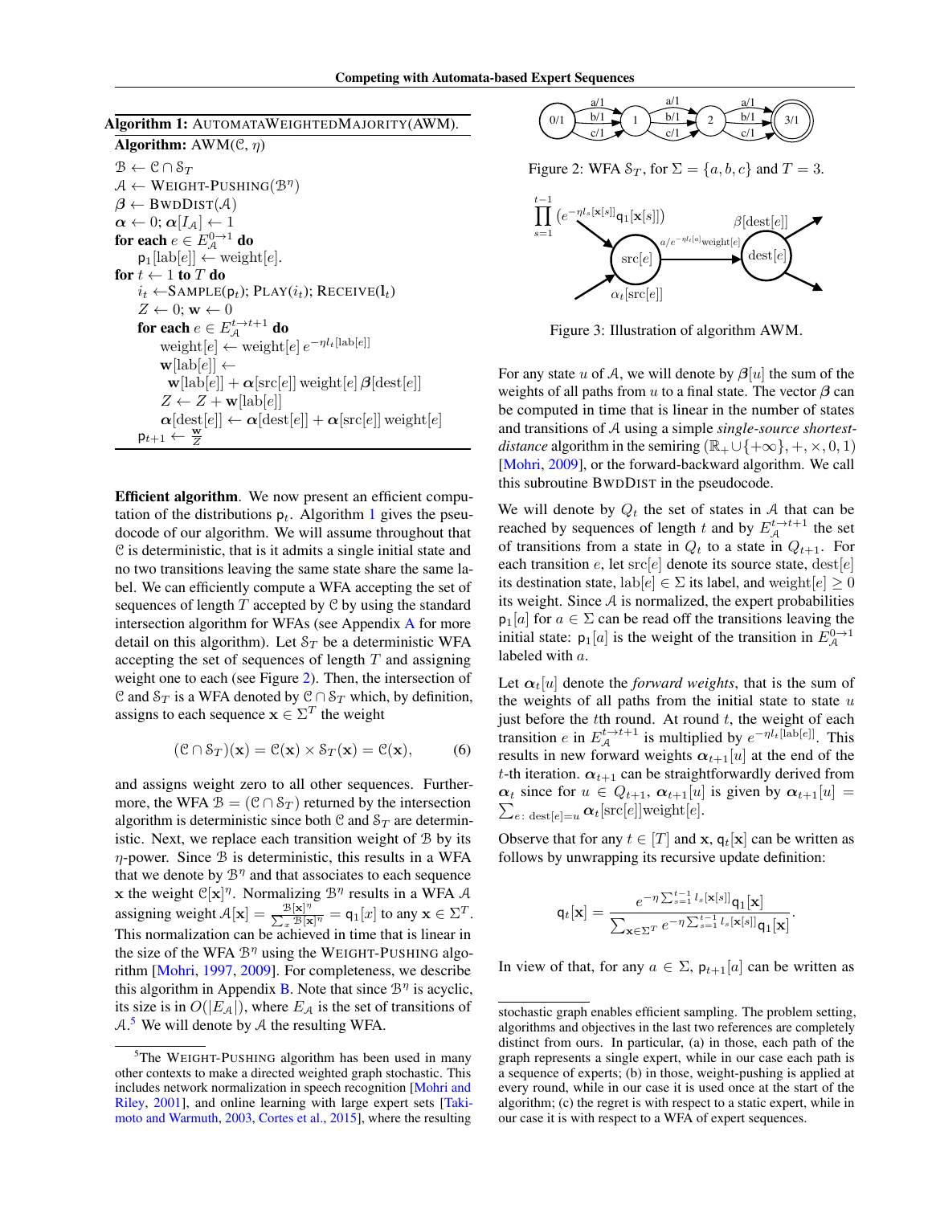**Algorithm 1:** AUTOMATAWEIGHTEDMAJORITY(AWM).

```
Algorithm: AWM(C, η)
B ← C ∩ S_T
A ← WEIGHT-PUSHING(B^η)
β ← BWDDIST(A)
α ← 0; α[I_A] ← 1
for each e ∈ E_A^{0→1} do
    p_1[lab[e]] ← weight[e].
for t ← 1 to T do
    i_t ← SAMPLE(p_t); PLAY(i_t); RECEIVE(l_t)
    Z ← 0; w ← 0
    for each e ∈ E_A^{t→t+1} do
        weight[e] ← weight[e] e^{−η l_t[lab[e]]}
        w[lab[e]] ←
          w[lab[e]] + α[src[e]] weight[e] β[dest[e]]
        Z ← Z + w[lab[e]]
        α[dest[e]] ← α[dest[e]] + α[src[e]] weight[e]
    p_{t+1} ← w/Z
```

**Efficient algorithm**. We now present an efficient computation of the distributions $\mathsf{p}_t$. Algorithm 1 gives the pseudocode of our algorithm. We will assume throughout that $\mathcal{C}$ is deterministic, that is it admits a single initial state and no two transitions leaving the same state share the same label. We can efficiently compute a WFA accepting the set of sequences of length $T$ accepted by $\mathcal{C}$ by using the standard intersection algorithm for WFAs (see Appendix A for more detail on this algorithm). Let $\mathcal{S}_T$ be a deterministic WFA accepting the set of sequences of length $T$ and assigning weight one to each (see Figure 2). Then, the intersection of $\mathcal{C}$ and $\mathcal{S}_T$ is a WFA denoted by $\mathcal{C} \cap \mathcal{S}_T$ which, by definition, assigns to each sequence $\mathbf{x} \in \Sigma^T$ the weight

$$(\mathcal{C} \cap \mathcal{S}_T)(\mathbf{x}) = \mathcal{C}(\mathbf{x}) \times \mathcal{S}_T(\mathbf{x}) = \mathcal{C}(\mathbf{x}), \tag{6}$$

and assigns weight zero to all other sequences. Furthermore, the WFA $\mathcal{B} = (\mathcal{C} \cap \mathcal{S}_T)$ returned by the intersection algorithm is deterministic since both $\mathcal{C}$ and $\mathcal{S}_T$ are deterministic. Next, we replace each transition weight of $\mathcal{B}$ by its $\eta$-power. Since $\mathcal{B}$ is deterministic, this results in a WFA that we denote by $\mathcal{B}^\eta$ and that associates to each sequence $\mathbf{x}$ the weight $\mathcal{C}[\mathbf{x}]^\eta$. Normalizing $\mathcal{B}^\eta$ results in a WFA $\mathcal{A}$ assigning weight $\mathcal{A}[\mathbf{x}] = \frac{\mathcal{B}[\mathbf{x}]^\eta}{\sum_x \mathcal{B}[\mathbf{x}]^\eta} = \mathsf{q}_1[x]$ to any $\mathbf{x} \in \Sigma^T$. This normalization can be achieved in time that is linear in the size of the WFA $\mathcal{B}^\eta$ using the WEIGHT-PUSHING algorithm [Mohri, 1997, 2009]. For completeness, we describe this algorithm in Appendix B. Note that since $\mathcal{B}^\eta$ is acyclic, its size is in $O(|E_\mathcal{A}|)$, where $E_\mathcal{A}$ is the set of transitions of $\mathcal{A}$.[5] We will denote by $\mathcal{A}$ the resulting WFA.

[5]The WEIGHT-PUSHING algorithm has been used in many other contexts to make a directed weighted graph stochastic. This includes network normalization in speech recognition [Mohri and Riley, 2001], and online learning with large expert sets [Takimoto and Warmuth, 2003, Cortes et al., 2015], where the resulting stochastic graph enables efficient sampling. The problem setting, algorithms and objectives in the last two references are completely distinct from ours. In particular, (a) in those, each path of the graph represents a single expert, while in our case each path is a sequence of experts; (b) in those, weight-pushing is applied at every round, while in our case it is used once at the start of the algorithm; (c) the regret is with respect to a static expert, while in our case it is with respect to a WFA of expert sequences.

Figure 2: WFA $\mathcal{S}_T$, for $\Sigma = \{a, b, c\}$ and $T = 3$.

Figure 3: Illustration of algorithm AWM.

For any state $u$ of $\mathcal{A}$, we will denote by $\boldsymbol{\beta}[u]$ the sum of the weights of all paths from $u$ to a final state. The vector $\boldsymbol{\beta}$ can be computed in time that is linear in the number of states and transitions of $\mathcal{A}$ using a simple *single-source shortest-distance* algorithm in the semiring $(\mathbb{R}_+ \cup \{+\infty\}, +, \times, 0, 1)$ [Mohri, 2009], or the forward-backward algorithm. We call this subroutine BWDDIST in the pseudocode.

We will denote by $Q_t$ the set of states in $\mathcal{A}$ that can be reached by sequences of length $t$ and by $E_\mathcal{A}^{t \to t+1}$ the set of transitions from a state in $Q_t$ to a state in $Q_{t+1}$. For each transition $e$, let $\mathrm{src}[e]$ denote its source state, $\mathrm{dest}[e]$ its destination state, $\mathrm{lab}[e] \in \Sigma$ its label, and $\mathrm{weight}[e] \geq 0$ its weight. Since $\mathcal{A}$ is normalized, the expert probabilities $\mathsf{p}_1[a]$ for $a \in \Sigma$ can be read off the transitions leaving the initial state: $\mathsf{p}_1[a]$ is the weight of the transition in $E_\mathcal{A}^{0 \to 1}$ labeled with $a$.

Let $\boldsymbol{\alpha}_t[u]$ denote the *forward weights*, that is the sum of the weights of all paths from the initial state to state $u$ just before the $t$th round. At round $t$, the weight of each transition $e$ in $E_\mathcal{A}^{t \to t+1}$ is multiplied by $e^{-\eta l_t[\mathrm{lab}[e]]}$. This results in new forward weights $\boldsymbol{\alpha}_{t+1}[u]$ at the end of the $t$-th iteration. $\boldsymbol{\alpha}_{t+1}$ can be straightforwardly derived from $\boldsymbol{\alpha}_t$ since for $u \in Q_{t+1}$, $\boldsymbol{\alpha}_{t+1}[u]$ is given by $\boldsymbol{\alpha}_{t+1}[u] = \sum_{e\colon \mathrm{dest}[e]=u} \boldsymbol{\alpha}_t[\mathrm{src}[e]]\mathrm{weight}[e]$.

Observe that for any $t \in [T]$ and $\mathbf{x}$, $\mathsf{q}_t[\mathbf{x}]$ can be written as follows by unwrapping its recursive update definition:

$$\mathsf{q}_t[\mathbf{x}] = \frac{e^{-\eta \sum_{s=1}^{t-1} l_s[\mathbf{x}[s]]}\mathsf{q}_1[\mathbf{x}]}{\sum_{\mathbf{x} \in \Sigma^T} e^{-\eta \sum_{s=1}^{t-1} l_s[\mathbf{x}[s]]}\mathsf{q}_1[\mathbf{x}]}.$$

In view of that, for any $a \in \Sigma$, $\mathsf{p}_{t+1}[a]$ can be written as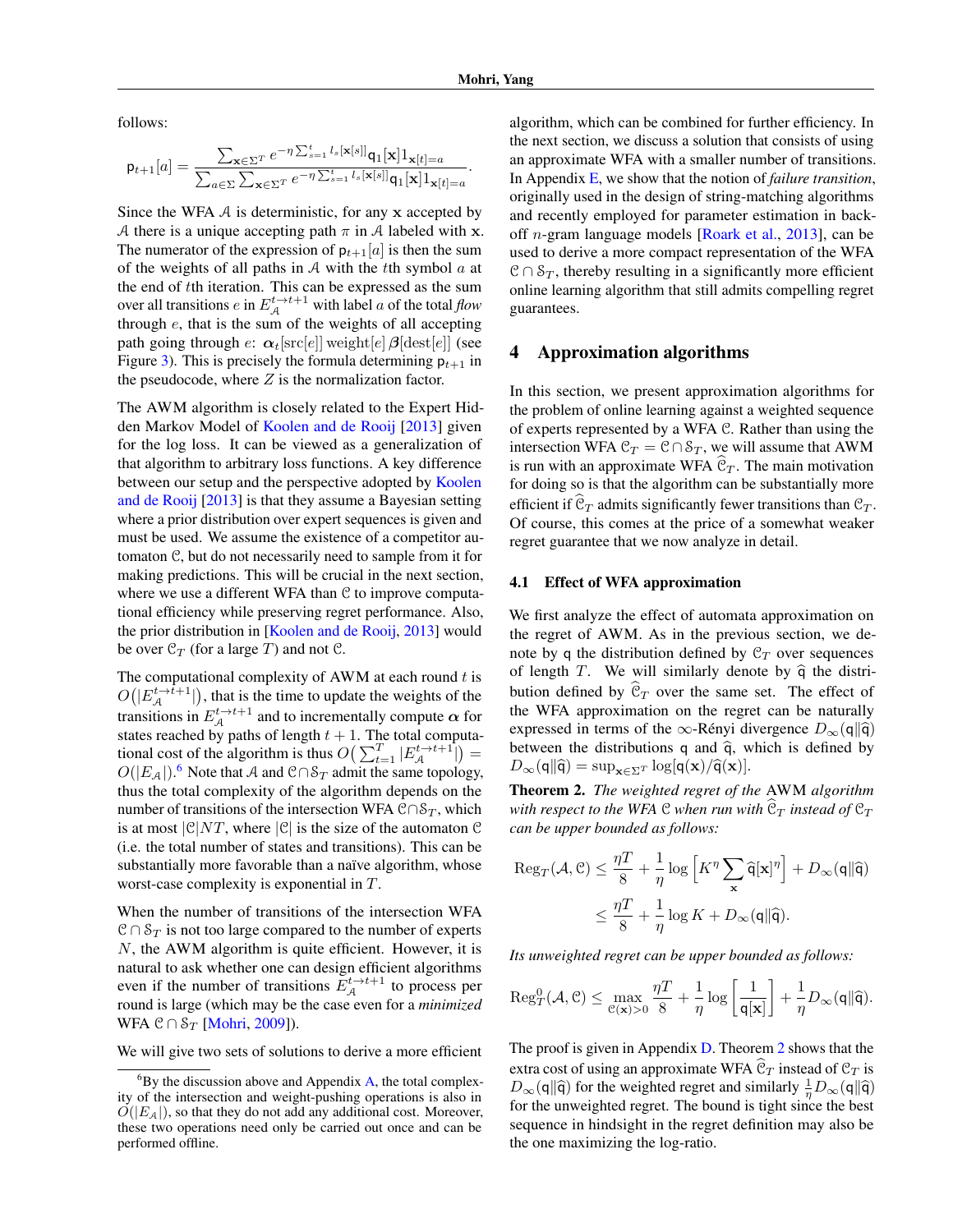follows:

$$\mathsf{p}_{t+1}[a] = \frac{\sum_{\mathbf{x}\in\Sigma^T} e^{-\eta \sum_{s=1}^{t} l_s[\mathbf{x}[s]]} \mathsf{q}_1[\mathbf{x}] 1_{\mathbf{x}[t]=a}}{\sum_{a\in\Sigma}\sum_{\mathbf{x}\in\Sigma^T} e^{-\eta \sum_{s=1}^{t} l_s[\mathbf{x}[s]]} \mathsf{q}_1[\mathbf{x}] 1_{\mathbf{x}[t]=a}}.$$

Since the WFA $\mathcal{A}$ is deterministic, for any $\mathbf{x}$ accepted by $\mathcal{A}$ there is a unique accepting path $\pi$ in $\mathcal{A}$ labeled with $\mathbf{x}$. The numerator of the expression of $\mathsf{p}_{t+1}[a]$ is then the sum of the weights of all paths in $\mathcal{A}$ with the $t$th symbol $a$ at the end of $t$th iteration. This can be expressed as the sum over all transitions $e$ in $E_{\mathcal{A}}^{t\to t+1}$ with label $a$ of the total *flow* through $e$, that is the sum of the weights of all accepting path going through $e$: $\boldsymbol{\alpha}_t[\text{src}[e]]\,\text{weight}[e]\,\boldsymbol{\beta}[\text{dest}[e]]$ (see Figure 3). This is precisely the formula determining $\mathsf{p}_{t+1}$ in the pseudocode, where $Z$ is the normalization factor.

The AWM algorithm is closely related to the Expert Hidden Markov Model of Koolen and de Rooij [2013] given for the log loss. It can be viewed as a generalization of that algorithm to arbitrary loss functions. A key difference between our setup and the perspective adopted by Koolen and de Rooij [2013] is that they assume a Bayesian setting where a prior distribution over expert sequences is given and must be used. We assume the existence of a competitor automaton $\mathcal{C}$, but do not necessarily need to sample from it for making predictions. This will be crucial in the next section, where we use a different WFA than $\mathcal{C}$ to improve computational efficiency while preserving regret performance. Also, the prior distribution in [Koolen and de Rooij, 2013] would be over $\mathcal{C}_T$ (for a large $T$) and not $\mathcal{C}$.

The computational complexity of AWM at each round $t$ is $O(|E_{\mathcal{A}}^{t\to t+1}|)$, that is the time to update the weights of the transitions in $E_{\mathcal{A}}^{t\to t+1}$ and to incrementally compute $\boldsymbol{\alpha}$ for states reached by paths of length $t+1$. The total computational cost of the algorithm is thus $O\big(\sum_{t=1}^{T}|E_{\mathcal{A}}^{t\to t+1}|\big) = O(|E_{\mathcal{A}}|)$.[6] Note that $\mathcal{A}$ and $\mathcal{C}\cap\mathcal{S}_T$ admit the same topology, thus the total complexity of the algorithm depends on the number of transitions of the intersection WFA $\mathcal{C}\cap\mathcal{S}_T$, which is at most $|\mathcal{C}|NT$, where $|\mathcal{C}|$ is the size of the automaton $\mathcal{C}$ (i.e. the total number of states and transitions). This can be substantially more favorable than a naïve algorithm, whose worst-case complexity is exponential in $T$.

When the number of transitions of the intersection WFA $\mathcal{C}\cap\mathcal{S}_T$ is not too large compared to the number of experts $N$, the AWM algorithm is quite efficient. However, it is natural to ask whether one can design efficient algorithms even if the number of transitions $E_{\mathcal{A}}^{t\to t+1}$ to process per round is large (which may be the case even for a *minimized* WFA $\mathcal{C}\cap\mathcal{S}_T$ [Mohri, 2009]).

We will give two sets of solutions to derive a more efficient algorithm, which can be combined for further efficiency. In the next section, we discuss a solution that consists of using an approximate WFA with a smaller number of transitions. In Appendix E, we show that the notion of *failure transition*, originally used in the design of string-matching algorithms and recently employed for parameter estimation in backoff $n$-gram language models [Roark et al., 2013], can be used to derive a more compact representation of the WFA $\mathcal{C}\cap\mathcal{S}_T$, thereby resulting in a significantly more efficient online learning algorithm that still admits compelling regret guarantees.

[6] By the discussion above and Appendix A, the total complexity of the intersection and weight-pushing operations is also in $O(|E_{\mathcal{A}}|)$, so that they do not add any additional cost. Moreover, these two operations need only be carried out once and can be performed offline.

## 4 Approximation algorithms

In this section, we present approximation algorithms for the problem of online learning against a weighted sequence of experts represented by a WFA $\mathcal{C}$. Rather than using the intersection WFA $\mathcal{C}_T = \mathcal{C}\cap\mathcal{S}_T$, we will assume that AWM is run with an approximate WFA $\widehat{\mathcal{C}}_T$. The main motivation for doing so is that the algorithm can be substantially more efficient if $\widehat{\mathcal{C}}_T$ admits significantly fewer transitions than $\mathcal{C}_T$. Of course, this comes at the price of a somewhat weaker regret guarantee that we now analyze in detail.

### 4.1 Effect of WFA approximation

We first analyze the effect of automata approximation on the regret of AWM. As in the previous section, we denote by $\mathsf{q}$ the distribution defined by $\mathcal{C}_T$ over sequences of length $T$. We will similarly denote by $\widehat{\mathsf{q}}$ the distribution defined by $\widehat{\mathcal{C}}_T$ over the same set. The effect of the WFA approximation on the regret can be naturally expressed in terms of the $\infty$-Rényi divergence $D_\infty(\mathsf{q}\|\widehat{\mathsf{q}})$ between the distributions $\mathsf{q}$ and $\widehat{\mathsf{q}}$, which is defined by $D_\infty(\mathsf{q}\|\widehat{\mathsf{q}}) = \sup_{\mathbf{x}\in\Sigma^T}\log[\mathsf{q}(\mathbf{x})/\widehat{\mathsf{q}}(\mathbf{x})]$.

**Theorem 2.** *The weighted regret of the* AWM *algorithm with respect to the WFA $\mathcal{C}$ when run with $\widehat{\mathcal{C}}_T$ instead of $\mathcal{C}_T$ can be upper bounded as follows:*

$$\begin{aligned}\operatorname{Reg}_T(\mathcal{A},\mathcal{C}) &\leq \frac{\eta T}{8} + \frac{1}{\eta}\log\Big[K^\eta\sum_{\mathbf{x}}\widehat{\mathsf{q}}[\mathbf{x}]^\eta\Big] + D_\infty(\mathsf{q}\|\widehat{\mathsf{q}}) \\ &\leq \frac{\eta T}{8} + \frac{1}{\eta}\log K + D_\infty(\mathsf{q}\|\widehat{\mathsf{q}}).\end{aligned}$$

*Its unweighted regret can be upper bounded as follows:*

$$\operatorname{Reg}_T^0(\mathcal{A},\mathcal{C}) \leq \max_{\mathcal{C}(\mathbf{x})>0}\frac{\eta T}{8} + \frac{1}{\eta}\log\left[\frac{1}{\mathsf{q}[\mathbf{x}]}\right] + \frac{1}{\eta}D_\infty(\mathsf{q}\|\widehat{\mathsf{q}}).$$

The proof is given in Appendix D. Theorem 2 shows that the extra cost of using an approximate WFA $\widehat{\mathcal{C}}_T$ instead of $\mathcal{C}_T$ is $D_\infty(\mathsf{q}\|\widehat{\mathsf{q}})$ for the weighted regret and similarly $\frac{1}{\eta}D_\infty(\mathsf{q}\|\widehat{\mathsf{q}})$ for the unweighted regret. The bound is tight since the best sequence in hindsight in the regret definition may also be the one maximizing the log-ratio.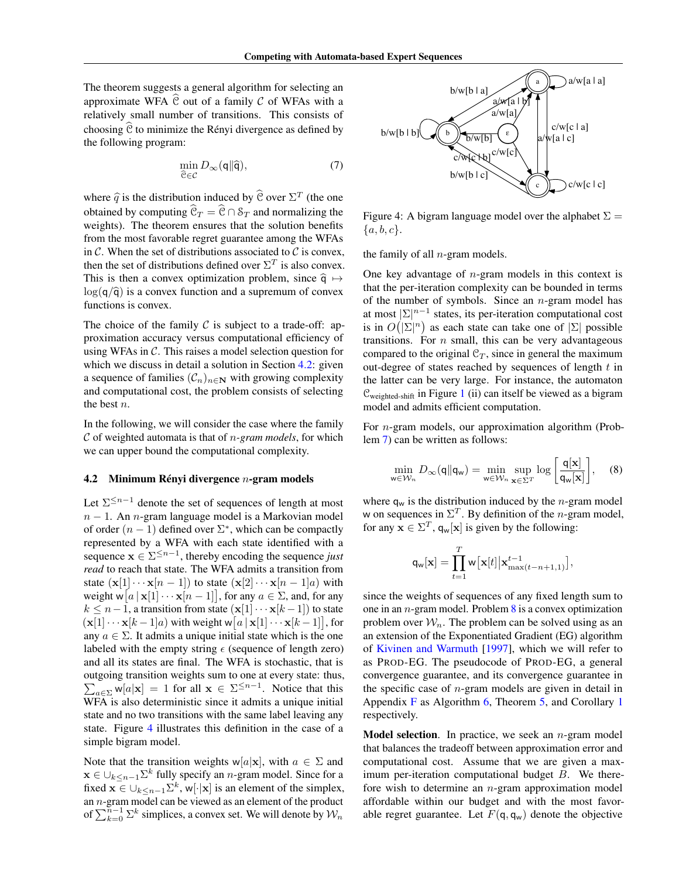The theorem suggests a general algorithm for selecting an approximate WFA $\widehat{\mathcal{C}}$ out of a family $\mathcal{C}$ of WFAs with a relatively small number of transitions. This consists of choosing $\widehat{\mathcal{C}}$ to minimize the Rényi divergence as defined by the following program:

$$\min_{\widehat{\mathcal{C}} \in \mathcal{C}} D_\infty(\mathsf{q} \| \widehat{\mathsf{q}}), \tag{7}$$

where $\widehat{q}$ is the distribution induced by $\widehat{\mathcal{C}}$ over $\Sigma^T$ (the one obtained by computing $\widehat{\mathcal{C}}_T = \widehat{\mathcal{C}} \cap \mathcal{S}_T$ and normalizing the weights). The theorem ensures that the solution benefits from the most favorable regret guarantee among the WFAs in $\mathcal{C}$. When the set of distributions associated to $\mathcal{C}$ is convex, then the set of distributions defined over $\Sigma^T$ is also convex. This is then a convex optimization problem, since $\widehat{\mathsf{q}} \mapsto \log(\mathsf{q}/\widehat{\mathsf{q}})$ is a convex function and a supremum of convex functions is convex.

The choice of the family $\mathcal{C}$ is subject to a trade-off: approximation accuracy versus computational efficiency of using WFAs in $\mathcal{C}$. This raises a model selection question for which we discuss in detail a scenario in Section 4.2: given a sequence of families $(\mathcal{C}_n)_{n \in \mathbf{N}}$ with growing complexity and computational cost, the problem consists of selecting the best $n$.

In the following, we will consider the case where the family $\mathcal{C}$ of weighted automata is that of *n-gram models*, for which we can upper bound the computational complexity.

### 4.2 Minimum Rényi divergence $n$-gram models

Let $\Sigma^{\leq n-1}$ denote the set of sequences of length at most $n-1$. An $n$-gram language model is a Markovian model of order $(n-1)$ defined over $\Sigma^*$, which can be compactly represented by a WFA with each state identified with a sequence $\mathbf{x} \in \Sigma^{\leq n-1}$, thereby encoding the sequence *just read* to reach that state. The WFA admits a transition from state $(\mathbf{x}[1] \cdots \mathbf{x}[n-1])$ to state $(\mathbf{x}[2] \cdots \mathbf{x}[n-1]a)$ with weight $\mathsf{w}\big[a \,|\, \mathbf{x}[1] \cdots \mathbf{x}[n-1]\big]$, for any $a \in \Sigma$, and, for any $k \leq n-1$, a transition from state $(\mathbf{x}[1] \cdots \mathbf{x}[k-1])$ to state $(\mathbf{x}[1] \cdots \mathbf{x}[k-1]a)$ with weight $\mathsf{w}\big[a \,|\, \mathbf{x}[1] \cdots \mathbf{x}[k-1]\big]$, for any $a \in \Sigma$. It admits a unique initial state which is the one labeled with the empty string $\epsilon$ (sequence of length zero) and all its states are final. The WFA is stochastic, that is outgoing transition weights sum to one at every state: thus, $\sum_{a \in \Sigma} \mathsf{w}[a|\mathbf{x}] = 1$ for all $\mathbf{x} \in \Sigma^{\leq n-1}$. Notice that this WFA is also deterministic since it admits a unique initial state and no two transitions with the same label leaving any state. Figure 4 illustrates this definition in the case of a simple bigram model.

Note that the transition weights $\mathsf{w}[a|\mathbf{x}]$, with $a \in \Sigma$ and $\mathbf{x} \in \cup_{k \leq n-1} \Sigma^k$ fully specify an $n$-gram model. Since for a fixed $\mathbf{x} \in \cup_{k \leq n-1} \Sigma^k$, $\mathsf{w}[\cdot|\mathbf{x}]$ is an element of the simplex, an $n$-gram model can be viewed as an element of the product of $\sum_{k=0}^{n-1} \Sigma^k$ simplices, a convex set. We will denote by $\mathcal{W}_n$ the family of all $n$-gram models.

Figure 4: A bigram language model over the alphabet $\Sigma = \{a, b, c\}$.

One key advantage of $n$-gram models in this context is that the per-iteration complexity can be bounded in terms of the number of symbols. Since an $n$-gram model has at most $|\Sigma|^{n-1}$ states, its per-iteration computational cost is in $O\big(|\Sigma|^n\big)$ as each state can take one of $|\Sigma|$ possible transitions. For $n$ small, this can be very advantageous compared to the original $\mathcal{C}_T$, since in general the maximum out-degree of states reached by sequences of length $t$ in the latter can be very large. For instance, the automaton $\mathcal{C}_{\text{weighted-shift}}$ in Figure 1 (ii) can itself be viewed as a bigram model and admits efficient computation.

For $n$-gram models, our approximation algorithm (Problem 7) can be written as follows:

$$\min_{\mathsf{w} \in \mathcal{W}_n} D_\infty(\mathsf{q} \| \mathsf{q}_\mathsf{w}) = \min_{\mathsf{w} \in \mathcal{W}_n} \sup_{\mathbf{x} \in \Sigma^T} \log \left[ \frac{\mathsf{q}[\mathbf{x}]}{\mathsf{q}_\mathsf{w}[\mathbf{x}]} \right], \tag{8}$$

where $\mathsf{q}_\mathsf{w}$ is the distribution induced by the $n$-gram model $\mathsf{w}$ on sequences in $\Sigma^T$. By definition of the $n$-gram model, for any $\mathbf{x} \in \Sigma^T$, $\mathsf{q}_\mathsf{w}[\mathbf{x}]$ is given by the following:

$$\mathsf{q}_\mathsf{w}[\mathbf{x}] = \prod_{t=1}^{T} \mathsf{w}\big[\mathbf{x}[t] \big| \mathbf{x}_{\max(t-n+1,1)}^{t-1}\big],$$

since the weights of sequences of any fixed length sum to one in an $n$-gram model. Problem 8 is a convex optimization problem over $\mathcal{W}_n$. The problem can be solved using as an an extension of the Exponentiated Gradient (EG) algorithm of Kivinen and Warmuth [1997], which we will refer to as PROD-EG. The pseudocode of PROD-EG, a general convergence guarantee, and its convergence guarantee in the specific case of $n$-gram models are given in detail in Appendix F as Algorithm 6, Theorem 5, and Corollary 1 respectively.

**Model selection**. In practice, we seek an $n$-gram model that balances the tradeoff between approximation error and computational cost. Assume that we are given a maximum per-iteration computational budget $B$. We therefore wish to determine an $n$-gram approximation model affordable within our budget and with the most favorable regret guarantee. Let $F(\mathsf{q}, \mathsf{q}_\mathsf{w})$ denote the objective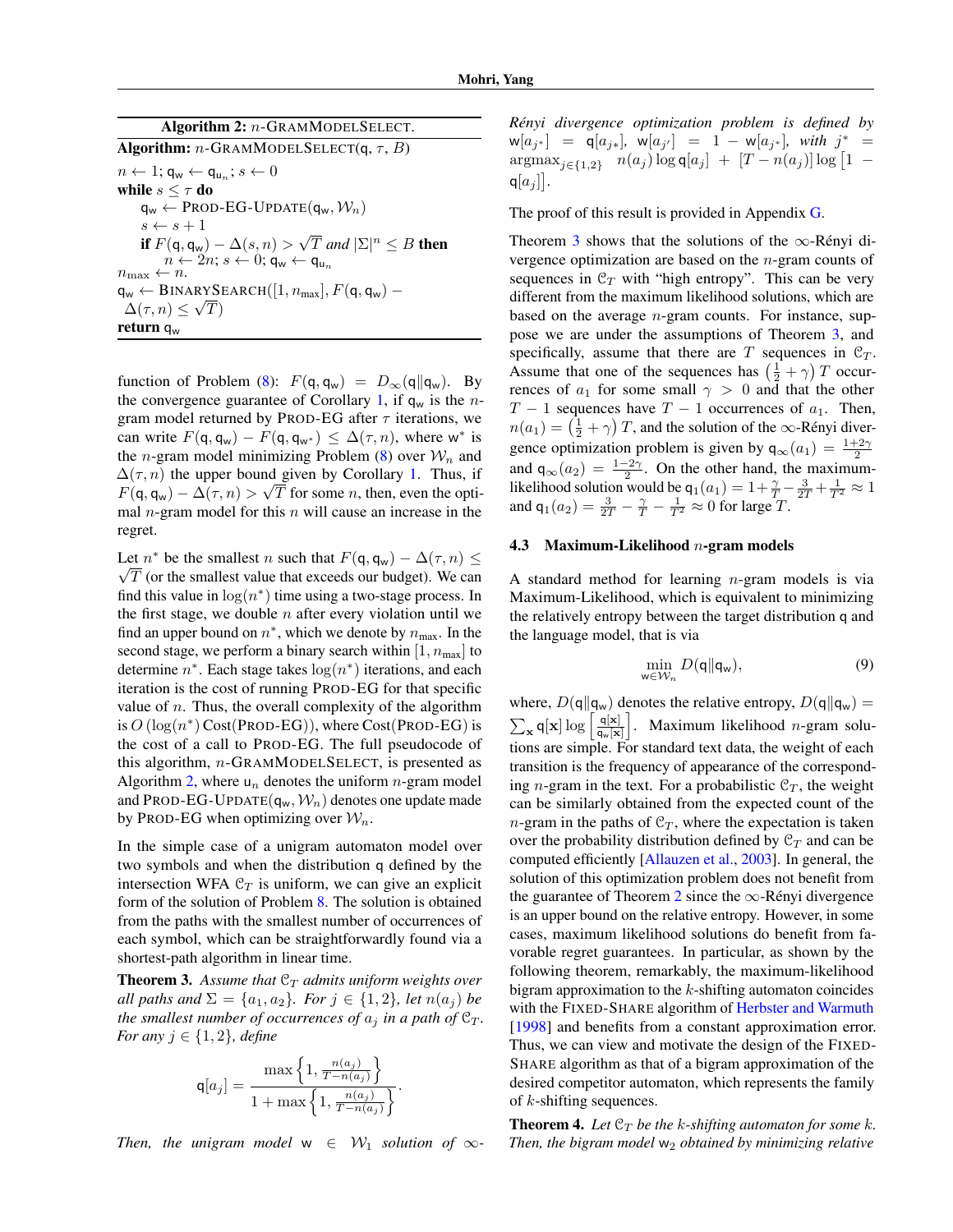**Algorithm 2:** $n$-GRAMMODELSELECT.

**Algorithm:** $n$-GRAMMODELSELECT($\mathsf{q}$, $\tau$, $B$)

$n \leftarrow 1$; $\mathsf{q}_\mathsf{w} \leftarrow \mathsf{q}_{\mathsf{u}_n}$; $s \leftarrow 0$
**while** $s \leq \tau$ **do**
  $\mathsf{q}_\mathsf{w} \leftarrow$ PROD-EG-UPDATE($\mathsf{q}_\mathsf{w}, \mathcal{W}_n$)
  $s \leftarrow s + 1$
  **if** $F(\mathsf{q}, \mathsf{q}_\mathsf{w}) - \Delta(s, n) > \sqrt{T}$ *and* $|\Sigma|^n \leq B$ **then**
    $n \leftarrow 2n$; $s \leftarrow 0$; $\mathsf{q}_\mathsf{w} \leftarrow \mathsf{q}_{\mathsf{u}_n}$
$n_{\max} \leftarrow n$.
$\mathsf{q}_\mathsf{w} \leftarrow$ BINARYSEARCH($[1, n_{\max}]$, $F(\mathsf{q}, \mathsf{q}_\mathsf{w}) - \Delta(\tau, n) \leq \sqrt{T}$)
**return** $\mathsf{q}_\mathsf{w}$

function of Problem (8): $F(\mathsf{q}, \mathsf{q}_\mathsf{w}) = D_\infty(\mathsf{q} \| \mathsf{q}_\mathsf{w})$. By the convergence guarantee of Corollary 1, if $\mathsf{q}_\mathsf{w}$ is the $n$-gram model returned by PROD-EG after $\tau$ iterations, we can write $F(\mathsf{q}, \mathsf{q}_\mathsf{w}) - F(\mathsf{q}, \mathsf{q}_{\mathsf{w}^*}) \leq \Delta(\tau, n)$, where $\mathsf{w}^*$ is the $n$-gram model minimizing Problem (8) over $\mathcal{W}_n$ and $\Delta(\tau, n)$ the upper bound given by Corollary 1. Thus, if $F(\mathsf{q}, \mathsf{q}_\mathsf{w}) - \Delta(\tau, n) > \sqrt{T}$ for some $n$, then, even the optimal $n$-gram model for this $n$ will cause an increase in the regret.

Let $n^*$ be the smallest $n$ such that $F(\mathsf{q}, \mathsf{q}_\mathsf{w}) - \Delta(\tau, n) \leq \sqrt{T}$ (or the smallest value that exceeds our budget). We can find this value in $\log(n^*)$ time using a two-stage process. In the first stage, we double $n$ after every violation until we find an upper bound on $n^*$, which we denote by $n_{\max}$. In the second stage, we perform a binary search within $[1, n_{\max}]$ to determine $n^*$. Each stage takes $\log(n^*)$ iterations, and each iteration is the cost of running PROD-EG for that specific value of $n$. Thus, the overall complexity of the algorithm is $O(\log(n^*) \,\mathrm{Cost}(\text{PROD-EG}))$, where Cost(PROD-EG) is the cost of a call to PROD-EG. The full pseudocode of this algorithm, $n$-GRAMMODELSELECT, is presented as Algorithm 2, where $\mathsf{u}_n$ denotes the uniform $n$-gram model and PROD-EG-UPDATE($\mathsf{q}_\mathsf{w}, \mathcal{W}_n$) denotes one update made by PROD-EG when optimizing over $\mathcal{W}_n$.

In the simple case of a unigram automaton model over two symbols and when the distribution $\mathsf{q}$ defined by the intersection WFA $\mathcal{C}_T$ is uniform, we can give an explicit form of the solution of Problem 8. The solution is obtained from the paths with the smallest number of occurrences of each symbol, which can be straightforwardly found via a shortest-path algorithm in linear time.

**Theorem 3.** *Assume that $\mathcal{C}_T$ admits uniform weights over all paths and $\Sigma = \{a_1, a_2\}$. For $j \in \{1, 2\}$, let $n(a_j)$ be the smallest number of occurrences of $a_j$ in a path of $\mathcal{C}_T$. For any $j \in \{1, 2\}$, define*

$$\mathsf{q}[a_j] = \frac{\max\left\{1, \frac{n(a_j)}{T - n(a_j)}\right\}}{1 + \max\left\{1, \frac{n(a_j)}{T - n(a_j)}\right\}}.$$

*Then, the unigram model $\mathsf{w} \in \mathcal{W}_1$ solution of $\infty$-Rényi divergence optimization problem is defined by $\mathsf{w}[a_{j^*}] = \mathsf{q}[a_{j^*}]$, $\mathsf{w}[a_{j'}] = 1 - \mathsf{w}[a_{j^*}]$, with $j^* = \mathrm{argmax}_{j \in \{1,2\}} \; n(a_j) \log \mathsf{q}[a_j] + [T - n(a_j)] \log\big[1 - \mathsf{q}[a_j]\big]$.*

The proof of this result is provided in Appendix G.

Theorem 3 shows that the solutions of the $\infty$-Rényi divergence optimization are based on the $n$-gram counts of sequences in $\mathcal{C}_T$ with "high entropy". This can be very different from the maximum likelihood solutions, which are based on the average $n$-gram counts. For instance, suppose we are under the assumptions of Theorem 3, and specifically, assume that there are $T$ sequences in $\mathcal{C}_T$. Assume that one of the sequences has $\left(\frac{1}{2} + \gamma\right) T$ occurrences of $a_1$ for some small $\gamma > 0$ and that the other $T - 1$ sequences have $T - 1$ occurrences of $a_1$. Then, $n(a_1) = \left(\frac{1}{2} + \gamma\right) T$, and the solution of the $\infty$-Rényi divergence optimization problem is given by $\mathsf{q}_\infty(a_1) = \frac{1+2\gamma}{2}$ and $\mathsf{q}_\infty(a_2) = \frac{1-2\gamma}{2}$. On the other hand, the maximum-likelihood solution would be $\mathsf{q}_1(a_1) = 1 + \frac{\gamma}{T} - \frac{3}{2T} + \frac{1}{T^2} \approx 1$ and $\mathsf{q}_1(a_2) = \frac{3}{2T} - \frac{\gamma}{T} - \frac{1}{T^2} \approx 0$ for large $T$.

### 4.3 Maximum-Likelihood $n$-gram models

A standard method for learning $n$-gram models is via Maximum-Likelihood, which is equivalent to minimizing the relatively entropy between the target distribution $\mathsf{q}$ and the language model, that is via

$$\min_{\mathsf{w} \in \mathcal{W}_n} D(\mathsf{q} \| \mathsf{q}_\mathsf{w}), \tag{9}$$

where, $D(\mathsf{q} \| \mathsf{q}_\mathsf{w})$ denotes the relative entropy, $D(\mathsf{q} \| \mathsf{q}_\mathsf{w}) = \sum_\mathbf{x} \mathsf{q}[\mathbf{x}] \log \left[\frac{\mathsf{q}[\mathbf{x}]}{\mathsf{q}_\mathsf{w}[\mathbf{x}]}\right]$. Maximum likelihood $n$-gram solutions are simple. For standard text data, the weight of each transition is the frequency of appearance of the corresponding $n$-gram in the text. For a probabilistic $\mathcal{C}_T$, the weight can be similarly obtained from the expected count of the $n$-gram in the paths of $\mathcal{C}_T$, where the expectation is taken over the probability distribution defined by $\mathcal{C}_T$ and can be computed efficiently [Allauzen et al., 2003]. In general, the solution of this optimization problem does not benefit from the guarantee of Theorem 2 since the $\infty$-Rényi divergence is an upper bound on the relative entropy. However, in some cases, maximum likelihood solutions do benefit from favorable regret guarantees. In particular, as shown by the following theorem, remarkably, the maximum-likelihood bigram approximation to the $k$-shifting automaton coincides with the FIXED-SHARE algorithm of Herbster and Warmuth [1998] and benefits from a constant approximation error. Thus, we can view and motivate the design of the FIXED-SHARE algorithm as that of a bigram approximation of the desired competitor automaton, which represents the family of $k$-shifting sequences.

**Theorem 4.** *Let $\mathcal{C}_T$ be the $k$-shifting automaton for some $k$. Then, the bigram model $\mathsf{w}_2$ obtained by minimizing relative*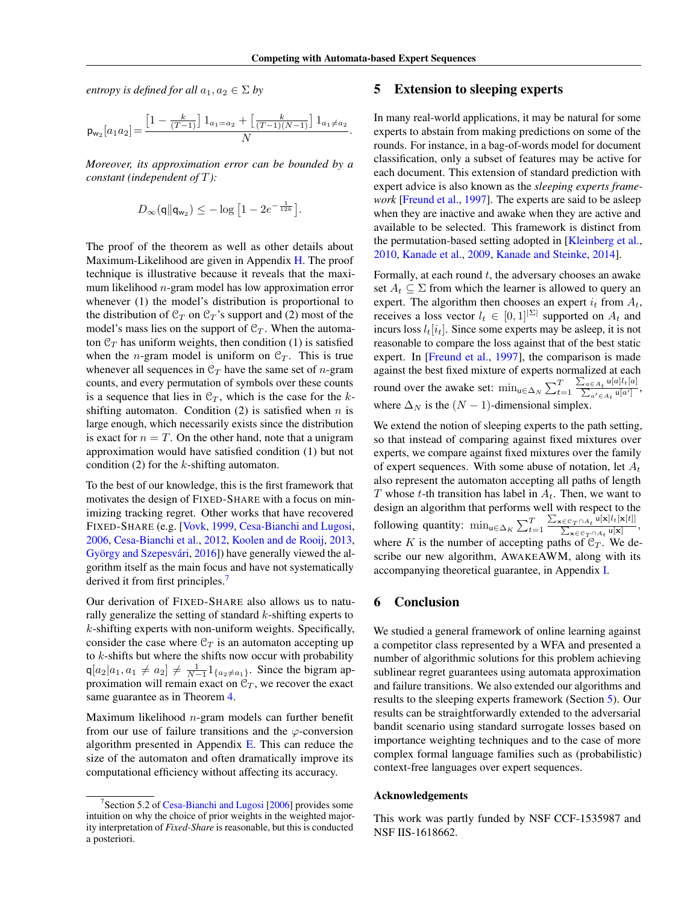*entropy is defined for all $a_1, a_2 \in \Sigma$ by*

$$\mathsf{p}_{\mathsf{w}_2}[a_1 a_2] = \frac{\left[1 - \frac{k}{(T-1)}\right] 1_{a_1 = a_2} + \left[\frac{k}{(T-1)(N-1)}\right] 1_{a_1 \neq a_2}}{N}.$$

*Moreover, its approximation error can be bounded by a constant (independent of $T$):*

$$D_\infty(\mathsf{q} \| \mathsf{q}_{\mathsf{w}_2}) \leq -\log\left[1 - 2e^{-\frac{1}{12k}}\right].$$

The proof of the theorem as well as other details about Maximum-Likelihood are given in Appendix H. The proof technique is illustrative because it reveals that the maximum likelihood $n$-gram model has low approximation error whenever (1) the model's distribution is proportional to the distribution of $\mathcal{C}_T$ on $\mathcal{C}_T$'s support and (2) most of the model's mass lies on the support of $\mathcal{C}_T$. When the automaton $\mathcal{C}_T$ has uniform weights, then condition (1) is satisfied when the $n$-gram model is uniform on $\mathcal{C}_T$. This is true whenever all sequences in $\mathcal{C}_T$ have the same set of $n$-gram counts, and every permutation of symbols over these counts is a sequence that lies in $\mathcal{C}_T$, which is the case for the $k$-shifting automaton. Condition (2) is satisfied when $n$ is large enough, which necessarily exists since the distribution is exact for $n = T$. On the other hand, note that a unigram approximation would have satisfied condition (1) but not condition (2) for the $k$-shifting automaton.

To the best of our knowledge, this is the first framework that motivates the design of FIXED-SHARE with a focus on minimizing tracking regret. Other works that have recovered FIXED-SHARE (e.g. [Vovk, 1999, Cesa-Bianchi and Lugosi, 2006, Cesa-Bianchi et al., 2012, Koolen and de Rooij, 2013, György and Szepesvári, 2016]) have generally viewed the algorithm itself as the main focus and have not systematically derived it from first principles.[7]

Our derivation of FIXED-SHARE also allows us to naturally generalize the setting of standard $k$-shifting experts to $k$-shifting experts with non-uniform weights. Specifically, consider the case where $\mathcal{C}_T$ is an automaton accepting up to $k$-shifts but where the shifts now occur with probability $\mathsf{q}[a_2 | a_1, a_1 \neq a_2] \neq \frac{1}{N-1} 1_{\{a_2 \neq a_1\}}$. Since the bigram approximation will remain exact on $\mathcal{C}_T$, we recover the exact same guarantee as in Theorem 4.

Maximum likelihood $n$-gram models can further benefit from our use of failure transitions and the $\varphi$-conversion algorithm presented in Appendix E. This can reduce the size of the automaton and often dramatically improve its computational efficiency without affecting its accuracy.

[7] Section 5.2 of Cesa-Bianchi and Lugosi [2006] provides some intuition on why the choice of prior weights in the weighted majority interpretation of *Fixed-Share* is reasonable, but this is conducted a posteriori.

## 5 Extension to sleeping experts

In many real-world applications, it may be natural for some experts to abstain from making predictions on some of the rounds. For instance, in a bag-of-words model for document classification, only a subset of features may be active for each document. This extension of standard prediction with expert advice is also known as the *sleeping experts framework* [Freund et al., 1997]. The experts are said to be asleep when they are inactive and awake when they are active and available to be selected. This framework is distinct from the permutation-based setting adopted in [Kleinberg et al., 2010, Kanade et al., 2009, Kanade and Steinke, 2014].

Formally, at each round $t$, the adversary chooses an awake set $A_t \subseteq \Sigma$ from which the learner is allowed to query an expert. The algorithm then chooses an expert $i_t$ from $A_t$, receives a loss vector $l_t \in [0,1]^{|\Sigma|}$ supported on $A_t$ and incurs loss $l_t[i_t]$. Since some experts may be asleep, it is not reasonable to compare the loss against that of the best static expert. In [Freund et al., 1997], the comparison is made against the best fixed mixture of experts normalized at each round over the awake set: $\min_{\mathsf{u} \in \Delta_N} \sum_{t=1}^T \frac{\sum_{a \in A_t} \mathsf{u}[a] l_t[a]}{\sum_{a' \in A_t} \mathsf{u}[a']}$, where $\Delta_N$ is the $(N-1)$-dimensional simplex.

We extend the notion of sleeping experts to the path setting, so that instead of comparing against fixed mixtures over experts, we compare against fixed mixtures over the family of expert sequences. With some abuse of notation, let $A_t$ also represent the automaton accepting all paths of length $T$ whose $t$-th transition has label in $A_t$. Then, we want to design an algorithm that performs well with respect to the following quantity: $\min_{\mathsf{u} \in \Delta_K} \sum_{t=1}^T \frac{\sum_{\mathbf{x} \in \mathcal{C}_T \cap A_t} \mathsf{u}[\mathbf{x}] l_t[\mathbf{x}[t]]}{\sum_{\mathbf{x} \in \mathcal{C}_T \cap A_t} \mathsf{u}[\mathbf{x}]}$, where $K$ is the number of accepting paths of $\mathcal{C}_T$. We describe our new algorithm, AWAKEAWM, along with its accompanying theoretical guarantee, in Appendix I.

## 6 Conclusion

We studied a general framework of online learning against a competitor class represented by a WFA and presented a number of algorithmic solutions for this problem achieving sublinear regret guarantees using automata approximation and failure transitions. We also extended our algorithms and results to the sleeping experts framework (Section 5). Our results can be straightforwardly extended to the adversarial bandit scenario using standard surrogate losses based on importance weighting techniques and to the case of more complex formal language families such as (probabilistic) context-free languages over expert sequences.

### Acknowledgements

This work was partly funded by NSF CCF-1535987 and NSF IIS-1618662.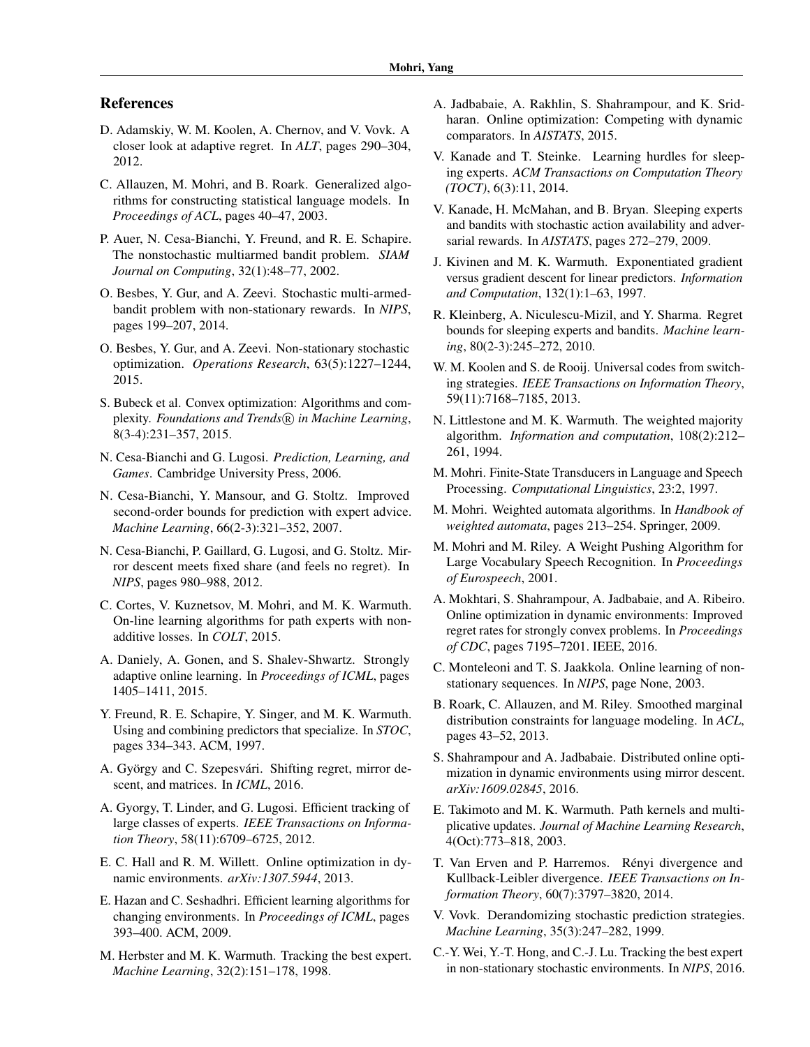## References

D. Adamskiy, W. M. Koolen, A. Chernov, and V. Vovk. A closer look at adaptive regret. In *ALT*, pages 290–304, 2012.

C. Allauzen, M. Mohri, and B. Roark. Generalized algorithms for constructing statistical language models. In *Proceedings of ACL*, pages 40–47, 2003.

P. Auer, N. Cesa-Bianchi, Y. Freund, and R. E. Schapire. The nonstochastic multiarmed bandit problem. *SIAM Journal on Computing*, 32(1):48–77, 2002.

O. Besbes, Y. Gur, and A. Zeevi. Stochastic multi-armed-bandit problem with non-stationary rewards. In *NIPS*, pages 199–207, 2014.

O. Besbes, Y. Gur, and A. Zeevi. Non-stationary stochastic optimization. *Operations Research*, 63(5):1227–1244, 2015.

S. Bubeck et al. Convex optimization: Algorithms and complexity. *Foundations and Trends® in Machine Learning*, 8(3-4):231–357, 2015.

N. Cesa-Bianchi and G. Lugosi. *Prediction, Learning, and Games*. Cambridge University Press, 2006.

N. Cesa-Bianchi, Y. Mansour, and G. Stoltz. Improved second-order bounds for prediction with expert advice. *Machine Learning*, 66(2-3):321–352, 2007.

N. Cesa-Bianchi, P. Gaillard, G. Lugosi, and G. Stoltz. Mirror descent meets fixed share (and feels no regret). In *NIPS*, pages 980–988, 2012.

C. Cortes, V. Kuznetsov, M. Mohri, and M. K. Warmuth. On-line learning algorithms for path experts with non-additive losses. In *COLT*, 2015.

A. Daniely, A. Gonen, and S. Shalev-Shwartz. Strongly adaptive online learning. In *Proceedings of ICML*, pages 1405–1411, 2015.

Y. Freund, R. E. Schapire, Y. Singer, and M. K. Warmuth. Using and combining predictors that specialize. In *STOC*, pages 334–343. ACM, 1997.

A. György and C. Szepesvári. Shifting regret, mirror descent, and matrices. In *ICML*, 2016.

A. Gyorgy, T. Linder, and G. Lugosi. Efficient tracking of large classes of experts. *IEEE Transactions on Information Theory*, 58(11):6709–6725, 2012.

E. C. Hall and R. M. Willett. Online optimization in dynamic environments. *arXiv:1307.5944*, 2013.

E. Hazan and C. Seshadhri. Efficient learning algorithms for changing environments. In *Proceedings of ICML*, pages 393–400. ACM, 2009.

M. Herbster and M. K. Warmuth. Tracking the best expert. *Machine Learning*, 32(2):151–178, 1998.

A. Jadbabaie, A. Rakhlin, S. Shahrampour, and K. Sridharan. Online optimization: Competing with dynamic comparators. In *AISTATS*, 2015.

V. Kanade and T. Steinke. Learning hurdles for sleeping experts. *ACM Transactions on Computation Theory (TOCT)*, 6(3):11, 2014.

V. Kanade, H. McMahan, and B. Bryan. Sleeping experts and bandits with stochastic action availability and adversarial rewards. In *AISTATS*, pages 272–279, 2009.

J. Kivinen and M. K. Warmuth. Exponentiated gradient versus gradient descent for linear predictors. *Information and Computation*, 132(1):1–63, 1997.

R. Kleinberg, A. Niculescu-Mizil, and Y. Sharma. Regret bounds for sleeping experts and bandits. *Machine learning*, 80(2-3):245–272, 2010.

W. M. Koolen and S. de Rooij. Universal codes from switching strategies. *IEEE Transactions on Information Theory*, 59(11):7168–7185, 2013.

N. Littlestone and M. K. Warmuth. The weighted majority algorithm. *Information and computation*, 108(2):212–261, 1994.

M. Mohri. Finite-State Transducers in Language and Speech Processing. *Computational Linguistics*, 23:2, 1997.

M. Mohri. Weighted automata algorithms. In *Handbook of weighted automata*, pages 213–254. Springer, 2009.

M. Mohri and M. Riley. A Weight Pushing Algorithm for Large Vocabulary Speech Recognition. In *Proceedings of Eurospeech*, 2001.

A. Mokhtari, S. Shahrampour, A. Jadbabaie, and A. Ribeiro. Online optimization in dynamic environments: Improved regret rates for strongly convex problems. In *Proceedings of CDC*, pages 7195–7201. IEEE, 2016.

C. Monteleoni and T. S. Jaakkola. Online learning of non-stationary sequences. In *NIPS*, page None, 2003.

B. Roark, C. Allauzen, and M. Riley. Smoothed marginal distribution constraints for language modeling. In *ACL*, pages 43–52, 2013.

S. Shahrampour and A. Jadbabaie. Distributed online optimization in dynamic environments using mirror descent. *arXiv:1609.02845*, 2016.

E. Takimoto and M. K. Warmuth. Path kernels and multiplicative updates. *Journal of Machine Learning Research*, 4(Oct):773–818, 2003.

T. Van Erven and P. Harremos. Rényi divergence and Kullback-Leibler divergence. *IEEE Transactions on Information Theory*, 60(7):3797–3820, 2014.

V. Vovk. Derandomizing stochastic prediction strategies. *Machine Learning*, 35(3):247–282, 1999.

C.-Y. Wei, Y.-T. Hong, and C.-J. Lu. Tracking the best expert in non-stationary stochastic environments. In *NIPS*, 2016.